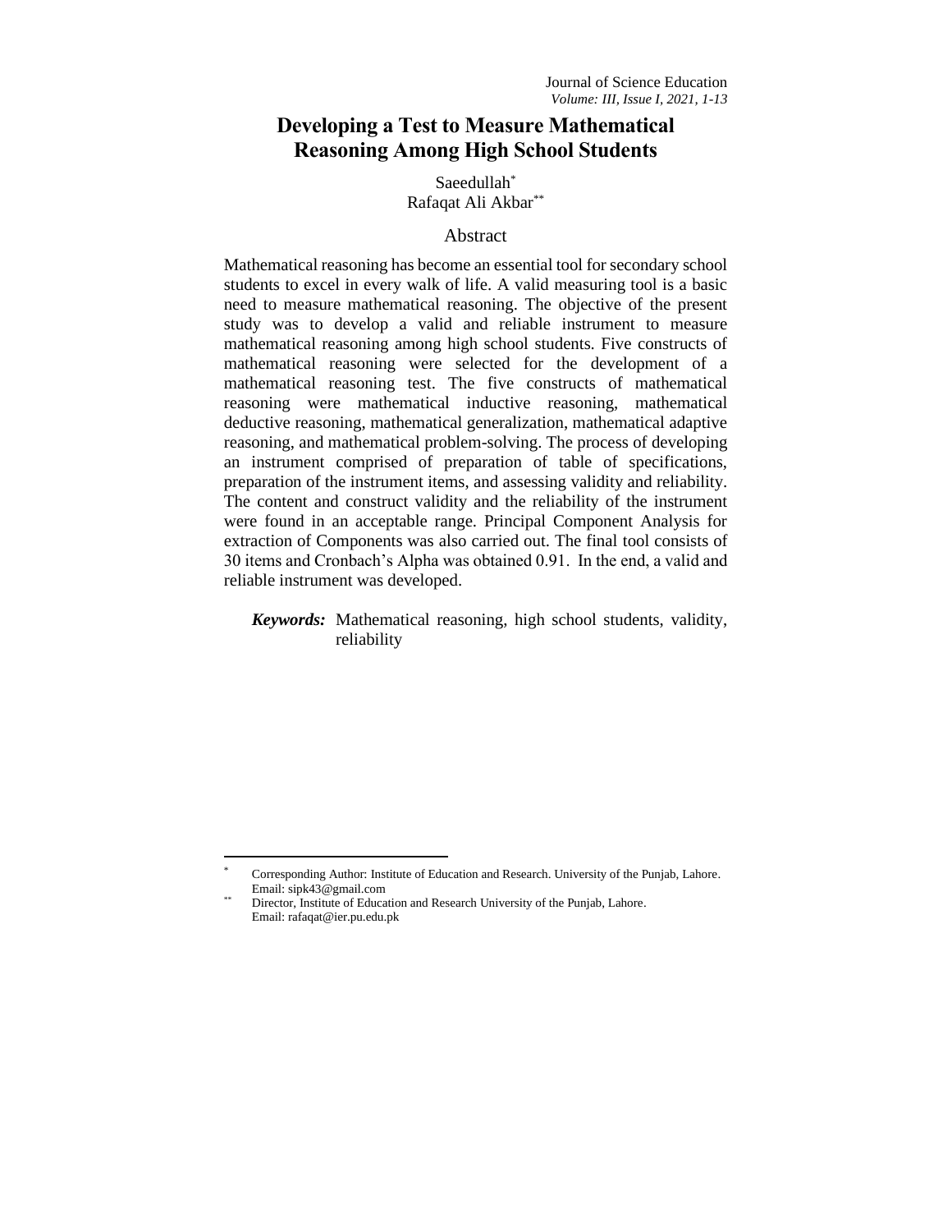# Developing a Test to Measure Mathematical Reasoning Among High School Students

Saeedullah[*]
Rafaqat Ali Akbar[**]

## Abstract

Mathematical reasoning has become an essential tool for secondary school students to excel in every walk of life. A valid measuring tool is a basic need to measure mathematical reasoning. The objective of the present study was to develop a valid and reliable instrument to measure mathematical reasoning among high school students. Five constructs of mathematical reasoning were selected for the development of a mathematical reasoning test. The five constructs of mathematical reasoning were mathematical inductive reasoning, mathematical deductive reasoning, mathematical generalization, mathematical adaptive reasoning, and mathematical problem-solving. The process of developing an instrument comprised of preparation of table of specifications, preparation of the instrument items, and assessing validity and reliability. The content and construct validity and the reliability of the instrument were found in an acceptable range. Principal Component Analysis for extraction of Components was also carried out. The final tool consists of 30 items and Cronbach's Alpha was obtained 0.91. In the end, a valid and reliable instrument was developed.

***Keywords:*** Mathematical reasoning, high school students, validity, reliability

---

[*] Corresponding Author: Institute of Education and Research. University of the Punjab, Lahore. Email: sipk43@gmail.com

[**] Director, Institute of Education and Research University of the Punjab, Lahore. Email: rafaqat@ier.pu.edu.pk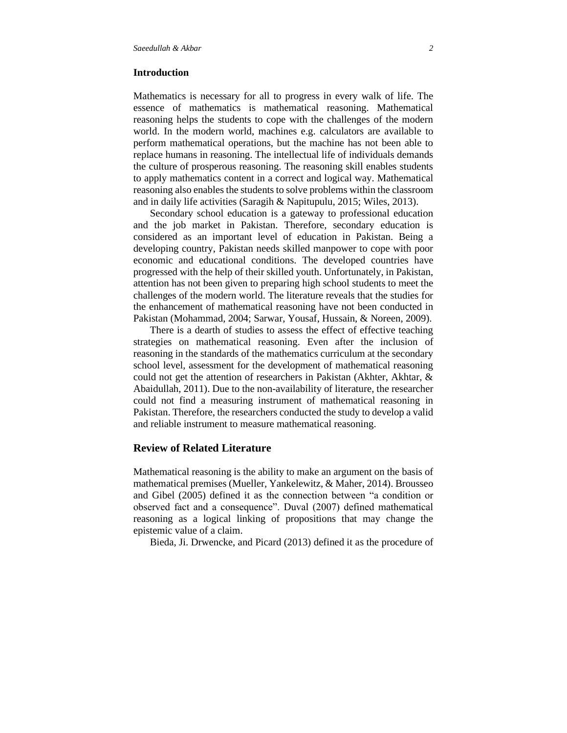## Introduction

Mathematics is necessary for all to progress in every walk of life. The essence of mathematics is mathematical reasoning. Mathematical reasoning helps the students to cope with the challenges of the modern world. In the modern world, machines e.g. calculators are available to perform mathematical operations, but the machine has not been able to replace humans in reasoning. The intellectual life of individuals demands the culture of prosperous reasoning. The reasoning skill enables students to apply mathematics content in a correct and logical way. Mathematical reasoning also enables the students to solve problems within the classroom and in daily life activities (Saragih & Napitupulu, 2015; Wiles, 2013).

Secondary school education is a gateway to professional education and the job market in Pakistan. Therefore, secondary education is considered as an important level of education in Pakistan. Being a developing country, Pakistan needs skilled manpower to cope with poor economic and educational conditions. The developed countries have progressed with the help of their skilled youth. Unfortunately, in Pakistan, attention has not been given to preparing high school students to meet the challenges of the modern world. The literature reveals that the studies for the enhancement of mathematical reasoning have not been conducted in Pakistan (Mohammad, 2004; Sarwar, Yousaf, Hussain, & Noreen, 2009).

There is a dearth of studies to assess the effect of effective teaching strategies on mathematical reasoning. Even after the inclusion of reasoning in the standards of the mathematics curriculum at the secondary school level, assessment for the development of mathematical reasoning could not get the attention of researchers in Pakistan (Akhter, Akhtar, & Abaidullah, 2011). Due to the non-availability of literature, the researcher could not find a measuring instrument of mathematical reasoning in Pakistan. Therefore, the researchers conducted the study to develop a valid and reliable instrument to measure mathematical reasoning.

## Review of Related Literature

Mathematical reasoning is the ability to make an argument on the basis of mathematical premises (Mueller, Yankelewitz, & Maher, 2014). Brousseo and Gibel (2005) defined it as the connection between "a condition or observed fact and a consequence". Duval (2007) defined mathematical reasoning as a logical linking of propositions that may change the epistemic value of a claim.

Bieda, Ji. Drwencke, and Picard (2013) defined it as the procedure of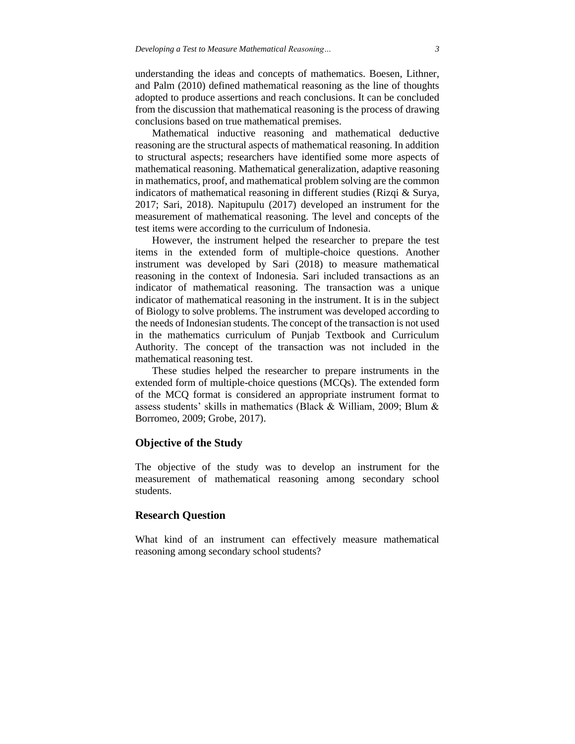understanding the ideas and concepts of mathematics. Boesen, Lithner, and Palm (2010) defined mathematical reasoning as the line of thoughts adopted to produce assertions and reach conclusions. It can be concluded from the discussion that mathematical reasoning is the process of drawing conclusions based on true mathematical premises.

Mathematical inductive reasoning and mathematical deductive reasoning are the structural aspects of mathematical reasoning. In addition to structural aspects; researchers have identified some more aspects of mathematical reasoning. Mathematical generalization, adaptive reasoning in mathematics, proof, and mathematical problem solving are the common indicators of mathematical reasoning in different studies (Rizqi & Surya, 2017; Sari, 2018). Napitupulu (2017) developed an instrument for the measurement of mathematical reasoning. The level and concepts of the test items were according to the curriculum of Indonesia.

However, the instrument helped the researcher to prepare the test items in the extended form of multiple-choice questions. Another instrument was developed by Sari (2018) to measure mathematical reasoning in the context of Indonesia. Sari included transactions as an indicator of mathematical reasoning. The transaction was a unique indicator of mathematical reasoning in the instrument. It is in the subject of Biology to solve problems. The instrument was developed according to the needs of Indonesian students. The concept of the transaction is not used in the mathematics curriculum of Punjab Textbook and Curriculum Authority. The concept of the transaction was not included in the mathematical reasoning test.

These studies helped the researcher to prepare instruments in the extended form of multiple-choice questions (MCQs). The extended form of the MCQ format is considered an appropriate instrument format to assess students' skills in mathematics (Black & William, 2009; Blum & Borromeo, 2009; Grobe, 2017).

## Objective of the Study

The objective of the study was to develop an instrument for the measurement of mathematical reasoning among secondary school students.

## Research Question

What kind of an instrument can effectively measure mathematical reasoning among secondary school students?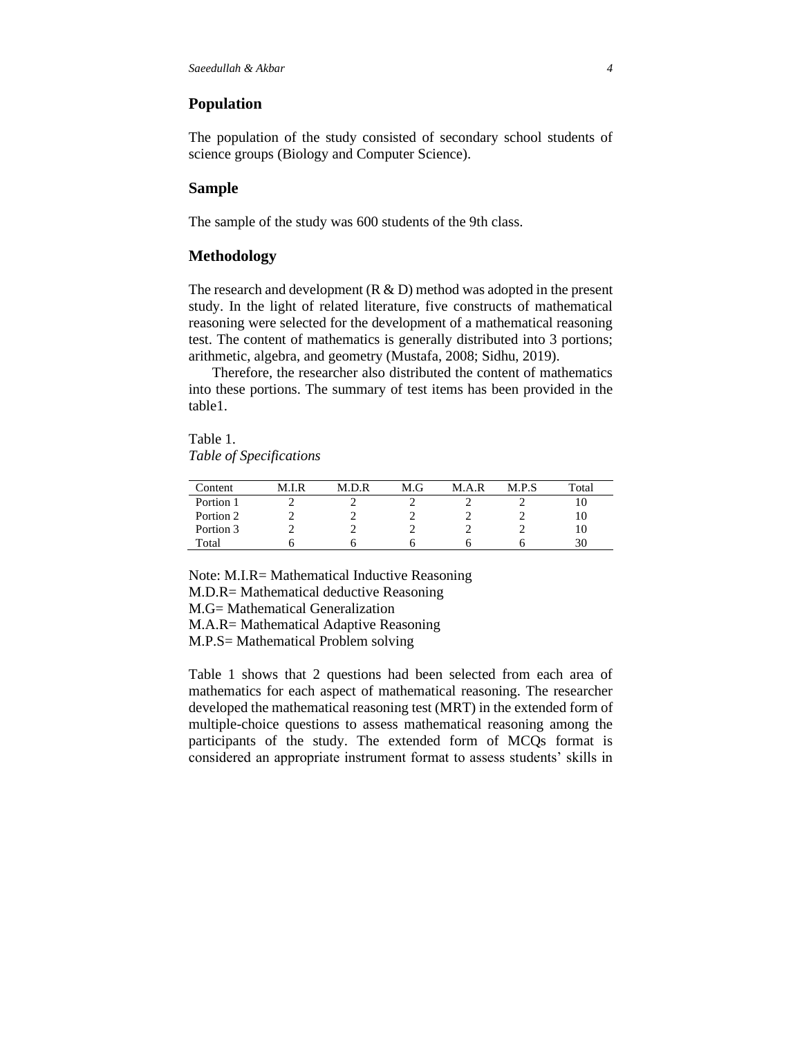## Population

The population of the study consisted of secondary school students of science groups (Biology and Computer Science).

## Sample

The sample of the study was 600 students of the 9th class.

## Methodology

The research and development (R & D) method was adopted in the present study. In the light of related literature, five constructs of mathematical reasoning were selected for the development of a mathematical reasoning test. The content of mathematics is generally distributed into 3 portions; arithmetic, algebra, and geometry (Mustafa, 2008; Sidhu, 2019).

Therefore, the researcher also distributed the content of mathematics into these portions. The summary of test items has been provided in the table1.

Table 1.
*Table of Specifications*

| Content | M.I.R | M.D.R | M.G | M.A.R | M.P.S | Total |
|---|---|---|---|---|---|---|
| Portion 1 | 2 | 2 | 2 | 2 | 2 | 10 |
| Portion 2 | 2 | 2 | 2 | 2 | 2 | 10 |
| Portion 3 | 2 | 2 | 2 | 2 | 2 | 10 |
| Total | 6 | 6 | 6 | 6 | 6 | 30 |

Note: M.I.R= Mathematical Inductive Reasoning
M.D.R= Mathematical deductive Reasoning
M.G= Mathematical Generalization
M.A.R= Mathematical Adaptive Reasoning
M.P.S= Mathematical Problem solving

Table 1 shows that 2 questions had been selected from each area of mathematics for each aspect of mathematical reasoning. The researcher developed the mathematical reasoning test (MRT) in the extended form of multiple-choice questions to assess mathematical reasoning among the participants of the study. The extended form of MCQs format is considered an appropriate instrument format to assess students' skills in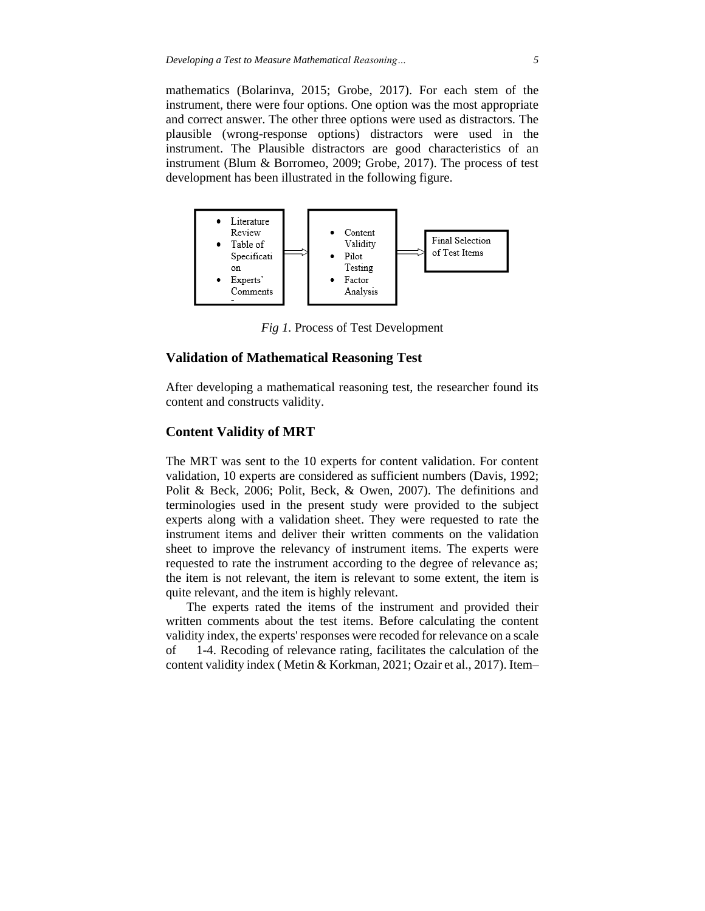mathematics (Bolarinva, 2015; Grobe, 2017). For each stem of the instrument, there were four options. One option was the most appropriate and correct answer. The other three options were used as distractors. The plausible (wrong-response options) distractors were used in the instrument. The Plausible distractors are good characteristics of an instrument (Blum & Borromeo, 2009; Grobe, 2017). The process of test development has been illustrated in the following figure.

- Literature Review
- Table of Specification
- Experts' Comments

- Content Validity
- Pilot Testing
- Factor Analysis

Final Selection of Test Items

*Fig 1.* Process of Test Development

## Validation of Mathematical Reasoning Test

After developing a mathematical reasoning test, the researcher found its content and constructs validity.

## Content Validity of MRT

The MRT was sent to the 10 experts for content validation. For content validation, 10 experts are considered as sufficient numbers (Davis, 1992; Polit & Beck, 2006; Polit, Beck, & Owen, 2007). The definitions and terminologies used in the present study were provided to the subject experts along with a validation sheet. They were requested to rate the instrument items and deliver their written comments on the validation sheet to improve the relevancy of instrument items. The experts were requested to rate the instrument according to the degree of relevance as; the item is not relevant, the item is relevant to some extent, the item is quite relevant, and the item is highly relevant.

The experts rated the items of the instrument and provided their written comments about the test items. Before calculating the content validity index, the experts' responses were recoded for relevance on a scale of 1-4. Recoding of relevance rating, facilitates the calculation of the content validity index ( Metin & Korkman, 2021; Ozair et al., 2017). Item–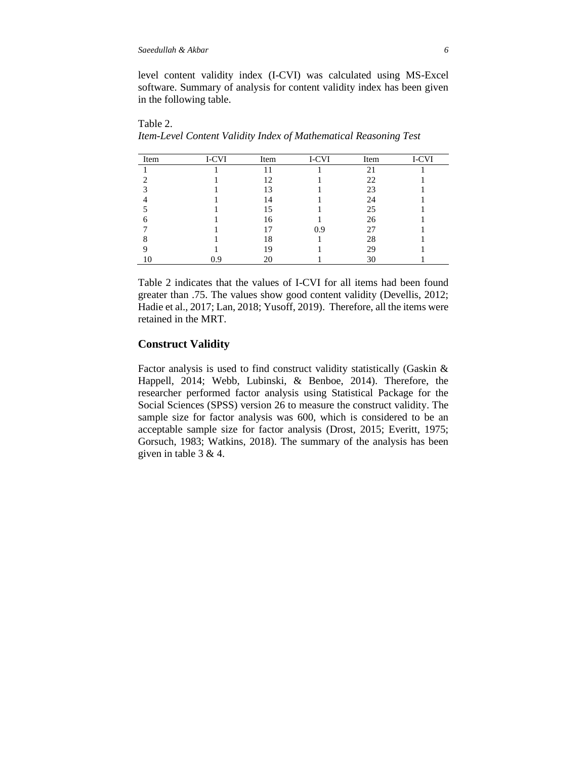level content validity index (I-CVI) was calculated using MS-Excel software. Summary of analysis for content validity index has been given in the following table.

Table 2.
*Item-Level Content Validity Index of Mathematical Reasoning Test*

| Item | I-CVI | Item | I-CVI | Item | I-CVI |
|---|---|---|---|---|---|
| 1 | 1 | 11 | 1 | 21 | 1 |
| 2 | 1 | 12 | 1 | 22 | 1 |
| 3 | 1 | 13 | 1 | 23 | 1 |
| 4 | 1 | 14 | 1 | 24 | 1 |
| 5 | 1 | 15 | 1 | 25 | 1 |
| 6 | 1 | 16 | 1 | 26 | 1 |
| 7 | 1 | 17 | 0.9 | 27 | 1 |
| 8 | 1 | 18 | 1 | 28 | 1 |
| 9 | 1 | 19 | 1 | 29 | 1 |
| 10 | 0.9 | 20 | 1 | 30 | 1 |

Table 2 indicates that the values of I-CVI for all items had been found greater than .75. The values show good content validity (Devellis, 2012; Hadie et al., 2017; Lan, 2018; Yusoff, 2019). Therefore, all the items were retained in the MRT.

## Construct Validity

Factor analysis is used to find construct validity statistically (Gaskin & Happell, 2014; Webb, Lubinski, & Benboe, 2014). Therefore, the researcher performed factor analysis using Statistical Package for the Social Sciences (SPSS) version 26 to measure the construct validity. The sample size for factor analysis was 600, which is considered to be an acceptable sample size for factor analysis (Drost, 2015; Everitt, 1975; Gorsuch, 1983; Watkins, 2018). The summary of the analysis has been given in table 3 & 4.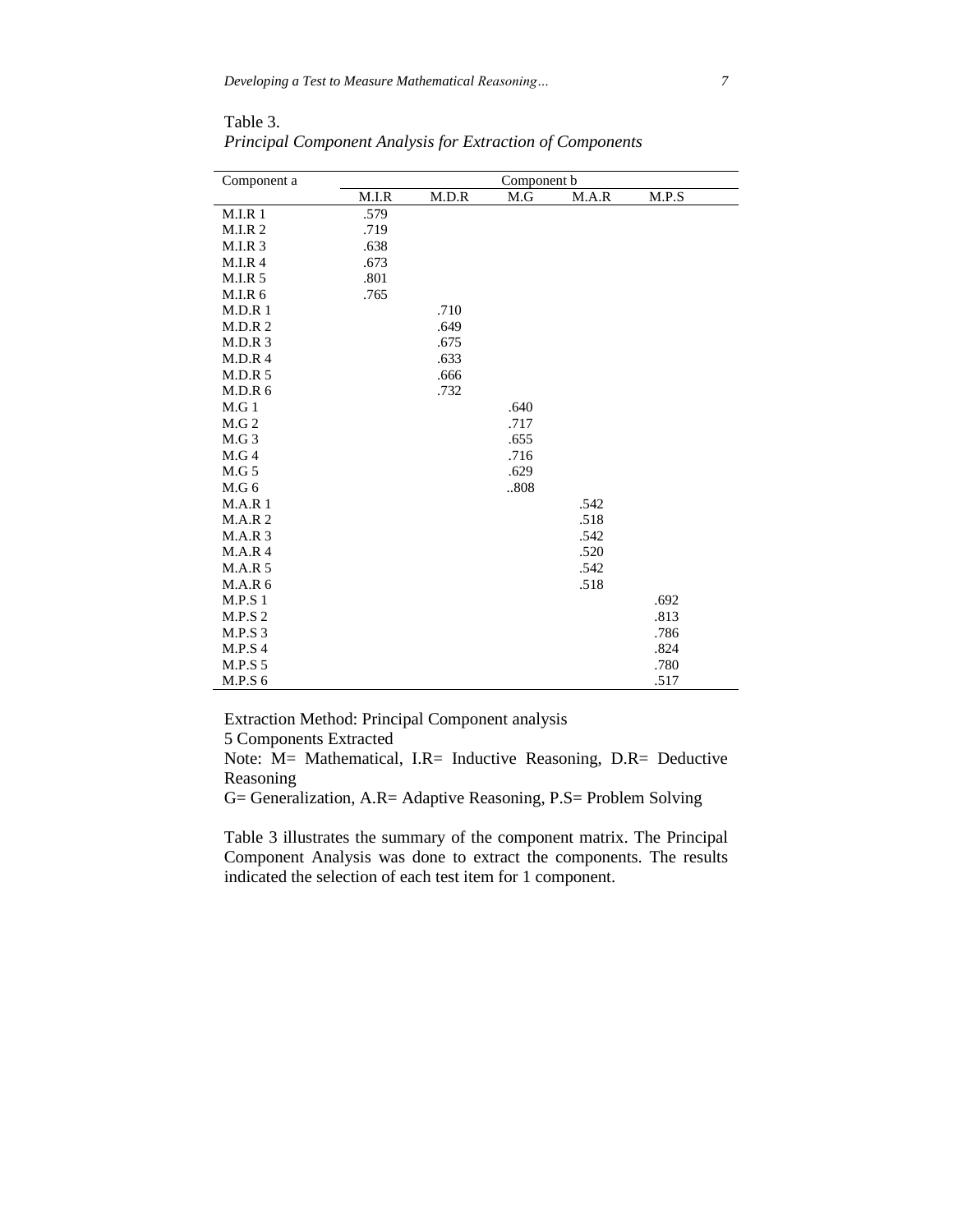Table 3.
*Principal Component Analysis for Extraction of Components*

| Component a | Component b | | | | |
|---|---|---|---|---|---|
| | M.I.R | M.D.R | M.G | M.A.R | M.P.S |
| M.I.R 1 | .579 | | | | |
| M.I.R 2 | .719 | | | | |
| M.I.R 3 | .638 | | | | |
| M.I.R 4 | .673 | | | | |
| M.I.R 5 | .801 | | | | |
| M.I.R 6 | .765 | | | | |
| M.D.R 1 | | .710 | | | |
| M.D.R 2 | | .649 | | | |
| M.D.R 3 | | .675 | | | |
| M.D.R 4 | | .633 | | | |
| M.D.R 5 | | .666 | | | |
| M.D.R 6 | | .732 | | | |
| M.G 1 | | | .640 | | |
| M.G 2 | | | .717 | | |
| M.G 3 | | | .655 | | |
| M.G 4 | | | .716 | | |
| M.G 5 | | | .629 | | |
| M.G 6 | | | ..808 | | |
| M.A.R 1 | | | | .542 | |
| M.A.R 2 | | | | .518 | |
| M.A.R 3 | | | | .542 | |
| M.A.R 4 | | | | .520 | |
| M.A.R 5 | | | | .542 | |
| M.A.R 6 | | | | .518 | |
| M.P.S 1 | | | | | .692 |
| M.P.S 2 | | | | | .813 |
| M.P.S 3 | | | | | .786 |
| M.P.S 4 | | | | | .824 |
| M.P.S 5 | | | | | .780 |
| M.P.S 6 | | | | | .517 |

Extraction Method: Principal Component analysis
5 Components Extracted
Note: M= Mathematical, I.R= Inductive Reasoning, D.R= Deductive Reasoning
G= Generalization, A.R= Adaptive Reasoning, P.S= Problem Solving

Table 3 illustrates the summary of the component matrix. The Principal Component Analysis was done to extract the components. The results indicated the selection of each test item for 1 component.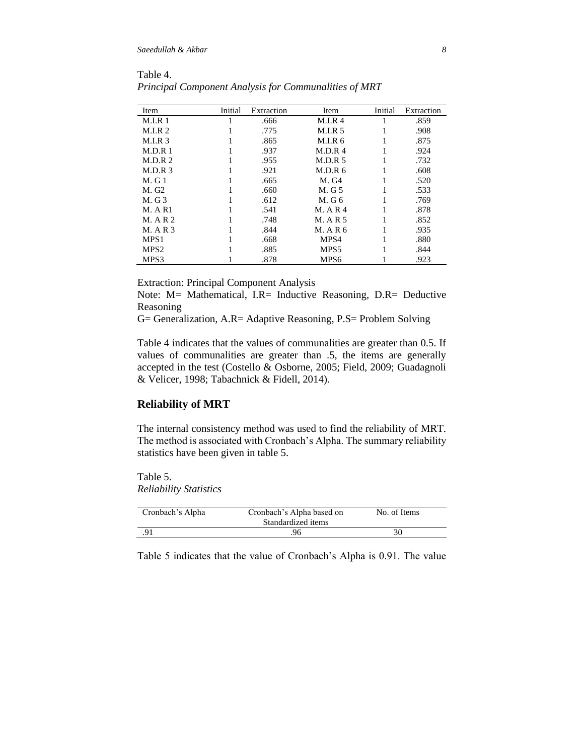Table 4.
*Principal Component Analysis for Communalities of MRT*

| Item | Initial | Extraction | Item | Initial | Extraction |
|---|---|---|---|---|---|
| M.I.R 1 | 1 | .666 | M.I.R 4 | 1 | .859 |
| M.I.R 2 | 1 | .775 | M.I.R 5 | 1 | .908 |
| M.I.R 3 | 1 | .865 | M.I.R 6 | 1 | .875 |
| M.D.R 1 | 1 | .937 | M.D.R 4 | 1 | .924 |
| M.D.R 2 | 1 | .955 | M.D.R 5 | 1 | .732 |
| M.D.R 3 | 1 | .921 | M.D.R 6 | 1 | .608 |
| M. G 1 | 1 | .665 | M. G4 | 1 | .520 |
| M. G2 | 1 | .660 | M. G 5 | 1 | .533 |
| M. G 3 | 1 | .612 | M. G 6 | 1 | .769 |
| M. A R1 | 1 | .541 | M. A R 4 | 1 | .878 |
| M. A R 2 | 1 | .748 | M. A R 5 | 1 | .852 |
| M. A R 3 | 1 | .844 | M. A R 6 | 1 | .935 |
| MPS1 | 1 | .668 | MPS4 | 1 | .880 |
| MPS2 | 1 | .885 | MPS5 | 1 | .844 |
| MPS3 | 1 | .878 | MPS6 | 1 | .923 |

Extraction: Principal Component Analysis

Note: M= Mathematical, I.R= Inductive Reasoning, D.R= Deductive Reasoning

G= Generalization, A.R= Adaptive Reasoning, P.S= Problem Solving

Table 4 indicates that the values of communalities are greater than 0.5. If values of communalities are greater than .5, the items are generally accepted in the test (Costello & Osborne, 2005; Field, 2009; Guadagnoli & Velicer, 1998; Tabachnick & Fidell, 2014).

## Reliability of MRT

The internal consistency method was used to find the reliability of MRT. The method is associated with Cronbach's Alpha. The summary reliability statistics have been given in table 5.

Table 5.
*Reliability Statistics*

| Cronbach's Alpha | Cronbach's Alpha based on Standardized items | No. of Items |
|---|---|---|
| .91 | .96 | 30 |

Table 5 indicates that the value of Cronbach's Alpha is 0.91. The value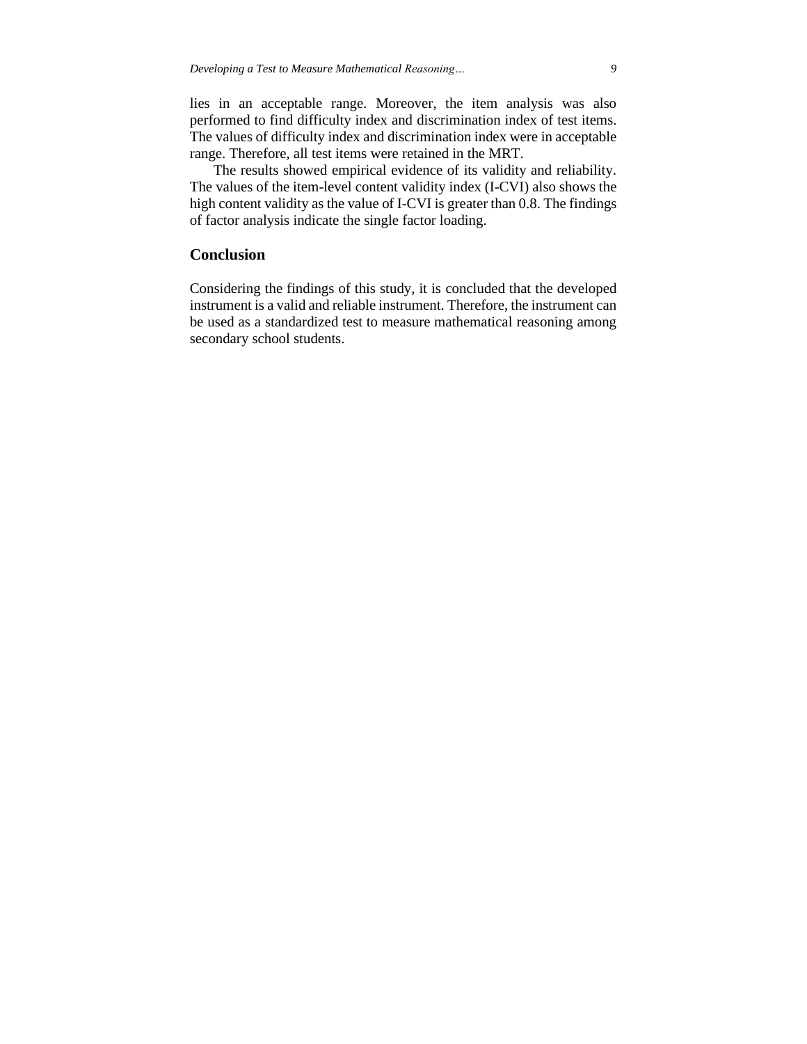lies in an acceptable range. Moreover, the item analysis was also performed to find difficulty index and discrimination index of test items. The values of difficulty index and discrimination index were in acceptable range. Therefore, all test items were retained in the MRT.

The results showed empirical evidence of its validity and reliability. The values of the item-level content validity index (I-CVI) also shows the high content validity as the value of I-CVI is greater than 0.8. The findings of factor analysis indicate the single factor loading.

## Conclusion

Considering the findings of this study, it is concluded that the developed instrument is a valid and reliable instrument. Therefore, the instrument can be used as a standardized test to measure mathematical reasoning among secondary school students.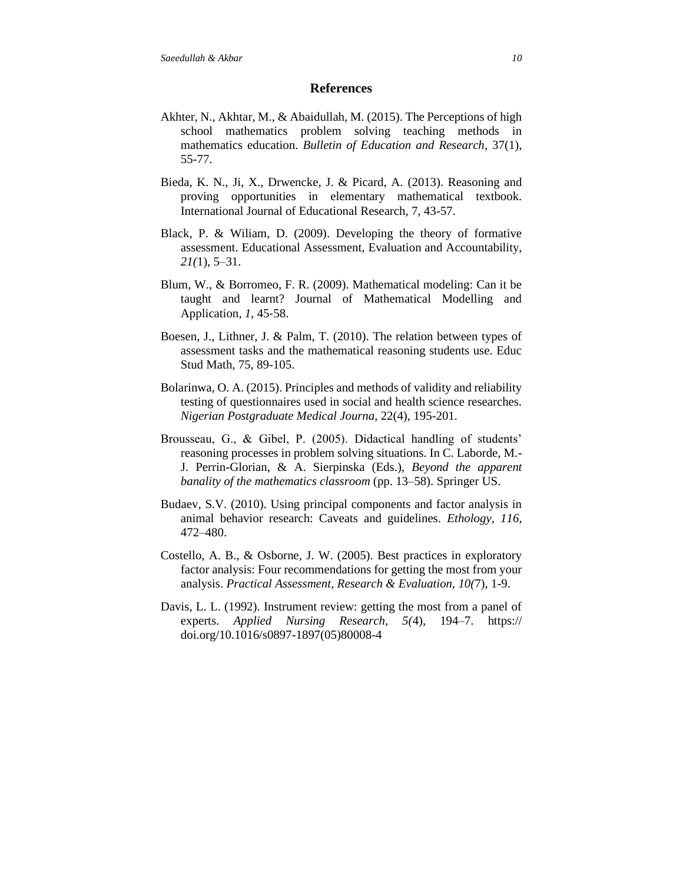## References

Akhter, N., Akhtar, M., & Abaidullah, M. (2015). The Perceptions of high school mathematics problem solving teaching methods in mathematics education. *Bulletin of Education and Research*, 37(1), 55-77.

Bieda, K. N., Ji, X., Drwencke, J. & Picard, A. (2013). Reasoning and proving opportunities in elementary mathematical textbook. International Journal of Educational Research, 7, 43-57.

Black, P. & Wiliam, D. (2009). Developing the theory of formative assessment. Educational Assessment, Evaluation and Accountability, *21(*1), 5–31.

Blum, W., & Borromeo, F. R. (2009). Mathematical modeling: Can it be taught and learnt? Journal of Mathematical Modelling and Application, *1*, 45-58.

Boesen, J., Lithner, J. & Palm, T. (2010). The relation between types of assessment tasks and the mathematical reasoning students use. Educ Stud Math, 75, 89-105.

Bolarinwa, O. A. (2015). Principles and methods of validity and reliability testing of questionnaires used in social and health science researches. *Nigerian Postgraduate Medical Journa*, 22(4), 195-201.

Brousseau, G., & Gibel, P. (2005). Didactical handling of students' reasoning processes in problem solving situations. In C. Laborde, M.-J. Perrin-Glorian, & A. Sierpinska (Eds.), *Beyond the apparent banality of the mathematics classroom* (pp. 13–58). Springer US.

Budaev, S.V. (2010). Using principal components and factor analysis in animal behavior research: Caveats and guidelines. *Ethology, 116*, 472–480.

Costello, A. B., & Osborne, J. W. (2005). Best practices in exploratory factor analysis: Four recommendations for getting the most from your analysis. *Practical Assessment, Research & Evaluation, 10(*7), 1-9.

Davis, L. L. (1992). Instrument review: getting the most from a panel of experts. *Applied Nursing Research*, *5(*4), 194–7. https:// doi.org/10.1016/s0897-1897(05)80008-4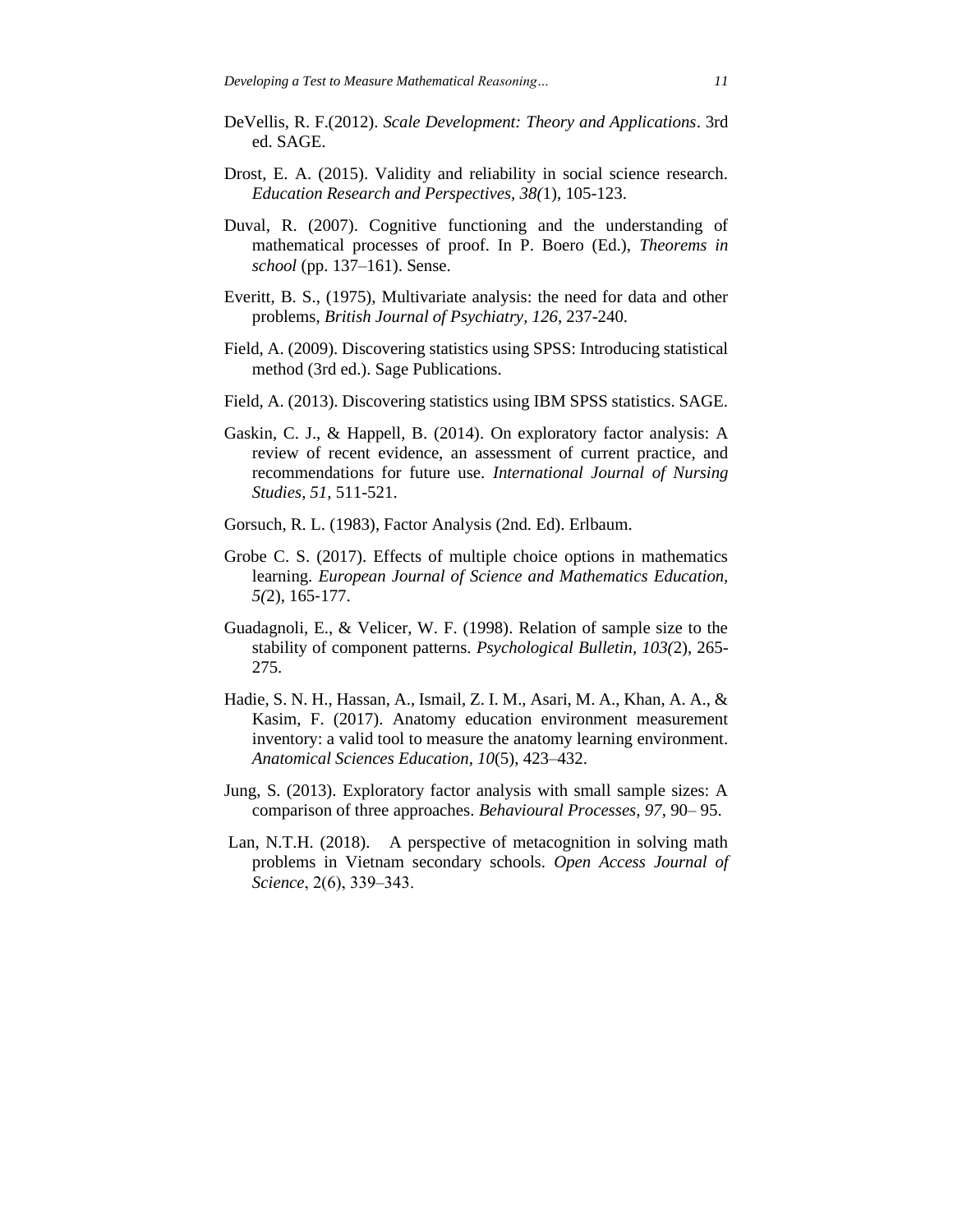DeVellis, R. F.(2012). *Scale Development: Theory and Applications*. 3rd ed. SAGE.

Drost, E. A. (2015). Validity and reliability in social science research. *Education Research and Perspectives*, *38(*1), 105-123.

Duval, R. (2007). Cognitive functioning and the understanding of mathematical processes of proof. In P. Boero (Ed.), *Theorems in school* (pp. 137–161). Sense.

Everitt, B. S., (1975), Multivariate analysis: the need for data and other problems, *British Journal of Psychiatry, 126*, 237-240.

Field, A. (2009). Discovering statistics using SPSS: Introducing statistical method (3rd ed.). Sage Publications.

Field, A. (2013). Discovering statistics using IBM SPSS statistics. SAGE.

Gaskin, C. J., & Happell, B. (2014). On exploratory factor analysis: A review of recent evidence, an assessment of current practice, and recommendations for future use. *International Journal of Nursing Studies, 51,* 511-521.

Gorsuch, R. L. (1983), Factor Analysis (2nd. Ed). Erlbaum.

Grobe C. S. (2017). Effects of multiple choice options in mathematics learning. *European Journal of Science and Mathematics Education, 5(*2), 165-177.

Guadagnoli, E., & Velicer, W. F. (1998). Relation of sample size to the stability of component patterns. *Psychological Bulletin, 103(*2), 265-275.

Hadie, S. N. H., Hassan, A., Ismail, Z. I. M., Asari, M. A., Khan, A. A., & Kasim, F. (2017). Anatomy education environment measurement inventory: a valid tool to measure the anatomy learning environment. *Anatomical Sciences Education, 10*(5), 423–432.

Jung, S. (2013). Exploratory factor analysis with small sample sizes: A comparison of three approaches. *Behavioural Processes, 97,* 90– 95.

Lan, N.T.H. (2018). A perspective of metacognition in solving math problems in Vietnam secondary schools. *Open Access Journal of Science*, 2(6), 339–343.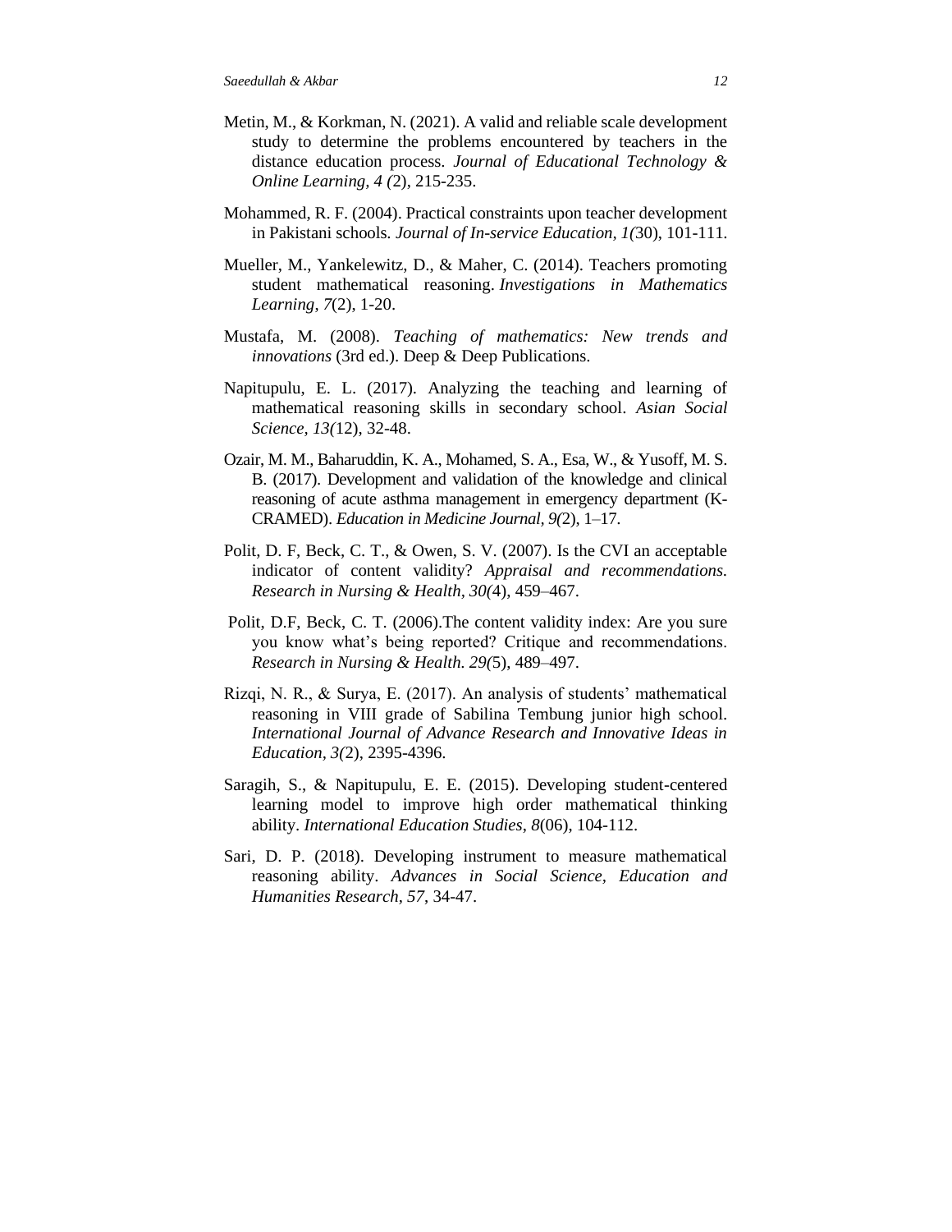Metin, M., & Korkman, N. (2021). A valid and reliable scale development study to determine the problems encountered by teachers in the distance education process. *Journal of Educational Technology & Online Learning, 4 (*2), 215-235.

Mohammed, R. F. (2004). Practical constraints upon teacher development in Pakistani schools. *Journal of In-service Education, 1(*30), 101-111.

Mueller, M., Yankelewitz, D., & Maher, C. (2014). Teachers promoting student mathematical reasoning. *Investigations in Mathematics Learning*, *7*(2), 1-20.

Mustafa, M. (2008). *Teaching of mathematics: New trends and innovations* (3rd ed.). Deep & Deep Publications.

Napitupulu, E. L. (2017). Analyzing the teaching and learning of mathematical reasoning skills in secondary school. *Asian Social Science, 13(*12), 32-48.

Ozair, M. M., Baharuddin, K. A., Mohamed, S. A., Esa, W., & Yusoff, M. S. B. (2017). Development and validation of the knowledge and clinical reasoning of acute asthma management in emergency department (K-CRAMED). *Education in Medicine Journal, 9(*2), 1–17.

Polit, D. F, Beck, C. T., & Owen, S. V. (2007). Is the CVI an acceptable indicator of content validity? *Appraisal and recommendations. Research in Nursing & Health, 30(*4), 459–467.

Polit, D.F, Beck, C. T. (2006).The content validity index: Are you sure you know what's being reported? Critique and recommendations. *Research in Nursing & Health. 29(*5), 489–497.

Rizqi, N. R., & Surya, E. (2017). An analysis of students' mathematical reasoning in VIII grade of Sabilina Tembung junior high school. *International Journal of Advance Research and Innovative Ideas in Education*, *3(*2), 2395-4396.

Saragih, S., & Napitupulu, E. E. (2015). Developing student-centered learning model to improve high order mathematical thinking ability. *International Education Studies*, *8*(06), 104-112.

Sari, D. P. (2018). Developing instrument to measure mathematical reasoning ability. *Advances in Social Science, Education and Humanities Research*, *57*, 34-47.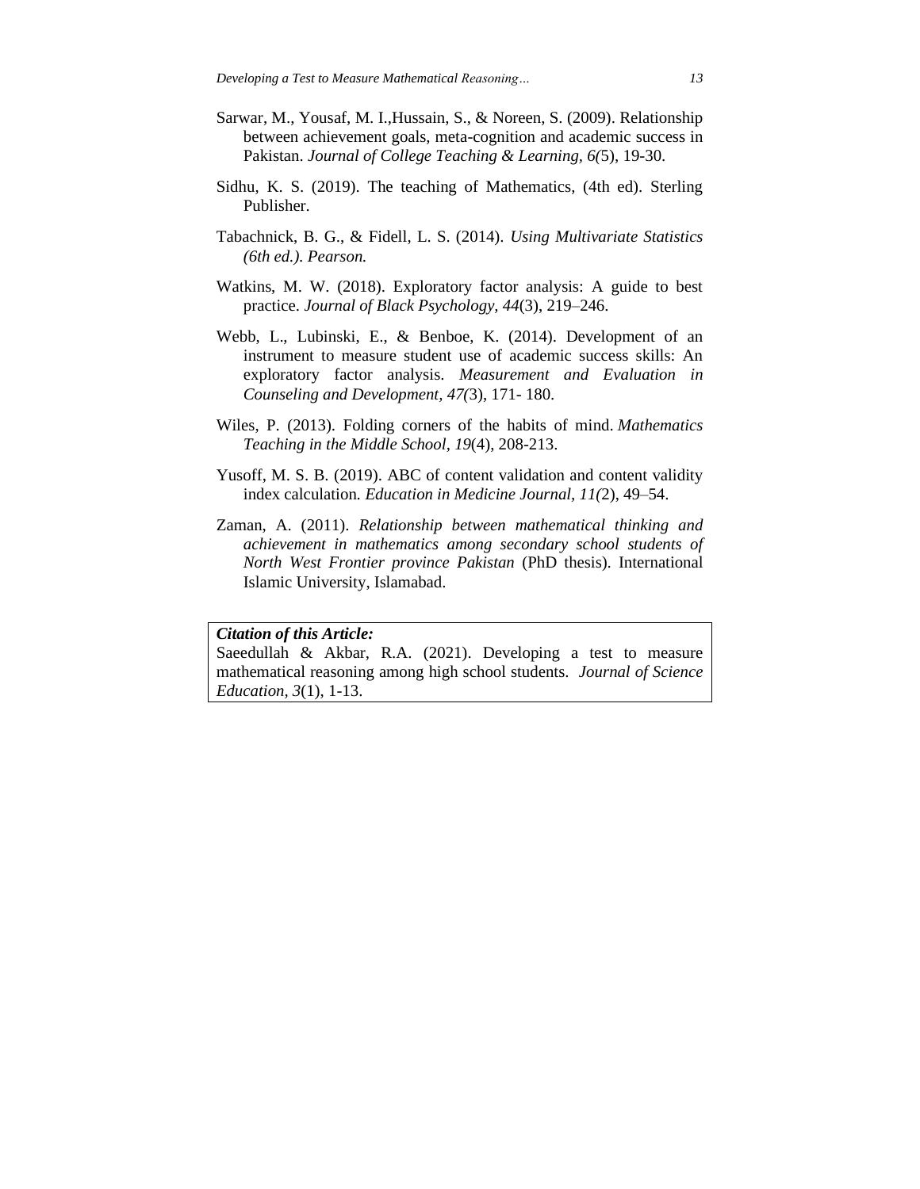Sarwar, M., Yousaf, M. I.,Hussain, S., & Noreen, S. (2009). Relationship between achievement goals, meta-cognition and academic success in Pakistan. *Journal of College Teaching & Learning, 6(*5), 19-30.

Sidhu, K. S. (2019). The teaching of Mathematics, (4th ed). Sterling Publisher.

Tabachnick, B. G., & Fidell, L. S. (2014). *Using Multivariate Statistics (6th ed.). Pearson.*

Watkins, M. W. (2018). Exploratory factor analysis: A guide to best practice. *Journal of Black Psychology, 44*(3), 219–246.

Webb, L., Lubinski, E., & Benboe, K. (2014). Development of an instrument to measure student use of academic success skills: An exploratory factor analysis. *Measurement and Evaluation in Counseling and Development, 47(*3), 171- 180.

Wiles, P. (2013). Folding corners of the habits of mind. *Mathematics Teaching in the Middle School*, *19*(4), 208-213.

Yusoff, M. S. B. (2019). ABC of content validation and content validity index calculation*. Education in Medicine Journal, 11(*2), 49–54.

Zaman, A. (2011). *Relationship between mathematical thinking and achievement in mathematics among secondary school students of North West Frontier province Pakistan* (PhD thesis). International Islamic University, Islamabad.

***Citation of this Article:***
Saeedullah & Akbar, R.A. (2021). Developing a test to measure mathematical reasoning among high school students. *Journal of Science Education, 3*(1), 1-13.